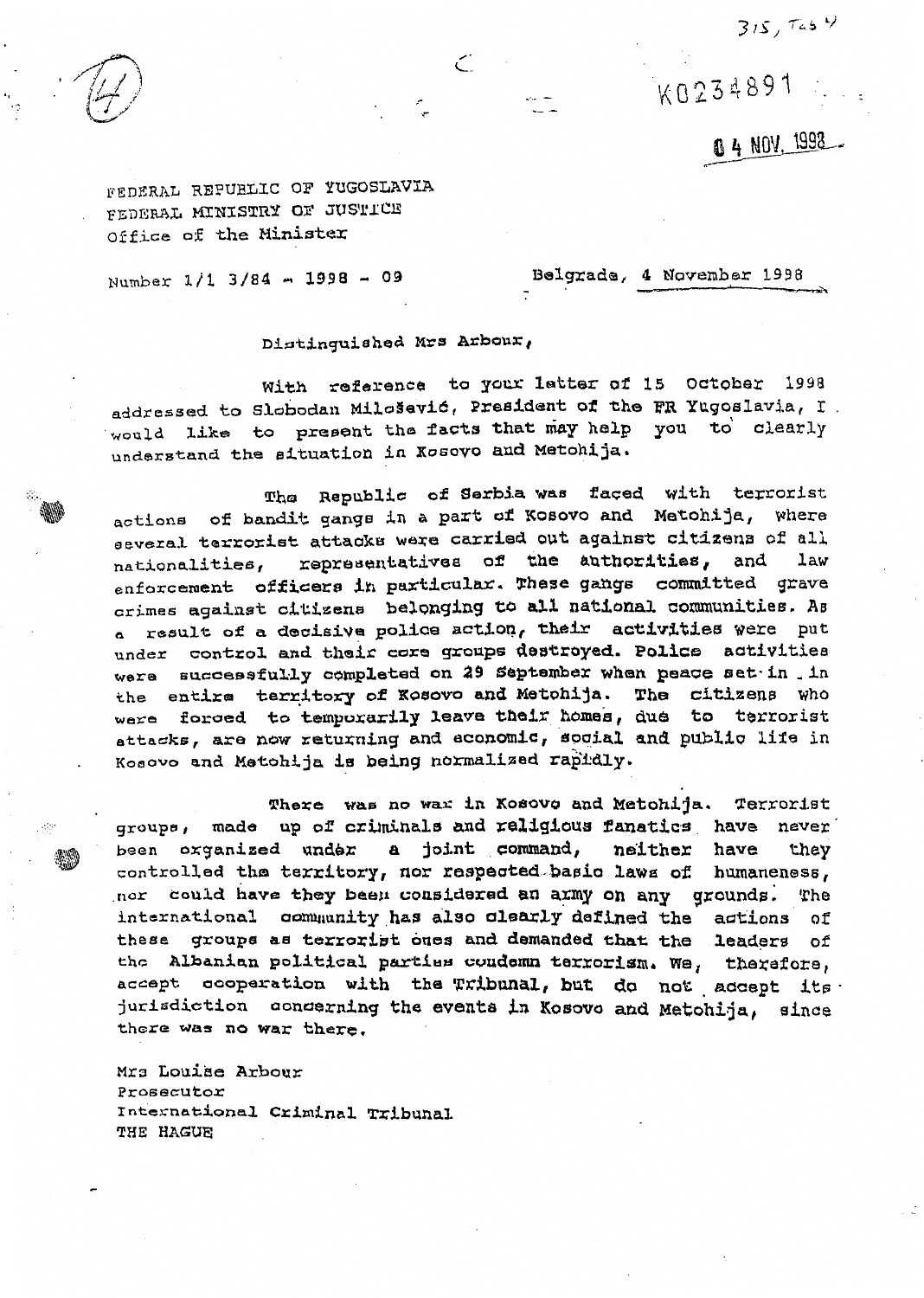315, Tab 4

K0234891

04 NOV. 1998

FEDERAL REPUBLIC OF YUGOSLAVIA
FEDERAL MINISTRY OF JUSTICE
Office of the Minister

Number 1/1 3/84 - 1998 - 09

Belgrade, 4 November 1998

Distinguished Mrs Arbour,

With reference to your letter of 15 October 1998 addressed to Slobodan Milošević, President of the FR Yugoslavia, I would like to present the facts that may help you to clearly understand the situation in Kosovo and Metohija.

The Republic of Serbia was faced with terrorist actions of bandit gangs in a part of Kosovo and Metohija, where several terrorist attacks were carried out against citizens of all nationalities, representatives of the authorities, and law enforcement officers in particular. These gangs committed grave crimes against citizens belonging to all national communities. As a result of a decisive police action, their activities were put under control and their core groups destroyed. Police activities were successfully completed on 29 September when peace set in in the entire territory of Kosovo and Metohija. The citizens who were forced to temporarily leave their homes, due to terrorist attacks, are now returning and economic, social and public life in Kosovo and Metohija is being normalized rapidly.

There was no war in Kosovo and Metohija. Terrorist groups, made up of criminals and religious fanatics have never been organized under a joint command, neither have they controlled the territory, nor respected basic laws of humaneness, nor could have they been considered an army on any grounds. The international community has also clearly defined the actions of these groups as terrorist ones and demanded that the leaders of the Albanian political parties condemn terrorism. We, therefore, accept cooperation with the Tribunal, but do not accept its jurisdiction concerning the events in Kosovo and Metohija, since there was no war there.

Mrs Louise Arbour
Prosecutor
International Criminal Tribunal
THE HAGUE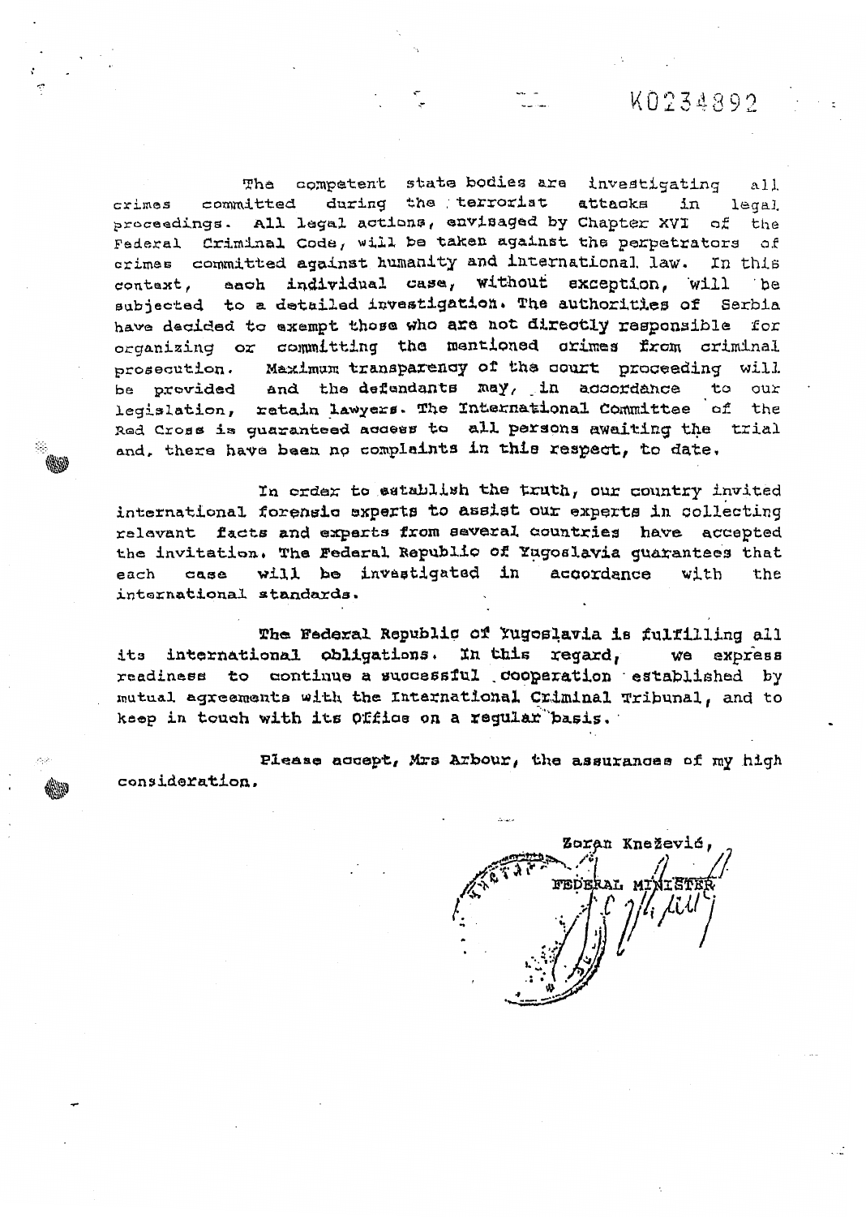K0234892

The competent state bodies are investigating all crimes committed during the terrorist attacks in legal proceedings. All legal actions, envisaged by Chapter XVI of the Federal Criminal Code, will be taken against the perpetrators of crimes committed against humanity and international law. In this context, each individual case, without exception, will be subjected to a detailed investigation. The authorities of Serbia have decided to exempt those who are not directly responsible for organizing or committing the mentioned crimes from criminal prosecution. Maximum transparency of the court proceeding will be provided and the defendants may, in accordance to our legislation, retain lawyers. The International Committee of the Red Cross is guaranteed access to all persons awaiting the trial and, there have been no complaints in this respect, to date.

In order to establish the truth, our country invited international forensic experts to assist our experts in collecting relevant facts and experts from several countries have accepted the invitation. The Federal Republic of Yugoslavia guarantees that each case will be investigated in accordance with the international standards.

The Federal Republic of Yugoslavia is fulfilling all its international obligations. In this regard, we express readiness to continue a successful cooperation established by mutual agreements with the International Criminal Tribunal, and to keep in touch with its Office on a regular basis.

Please accept, Mrs Arbour, the assurances of my high consideration.

Zoran Knežević,
FEDERAL MINISTER